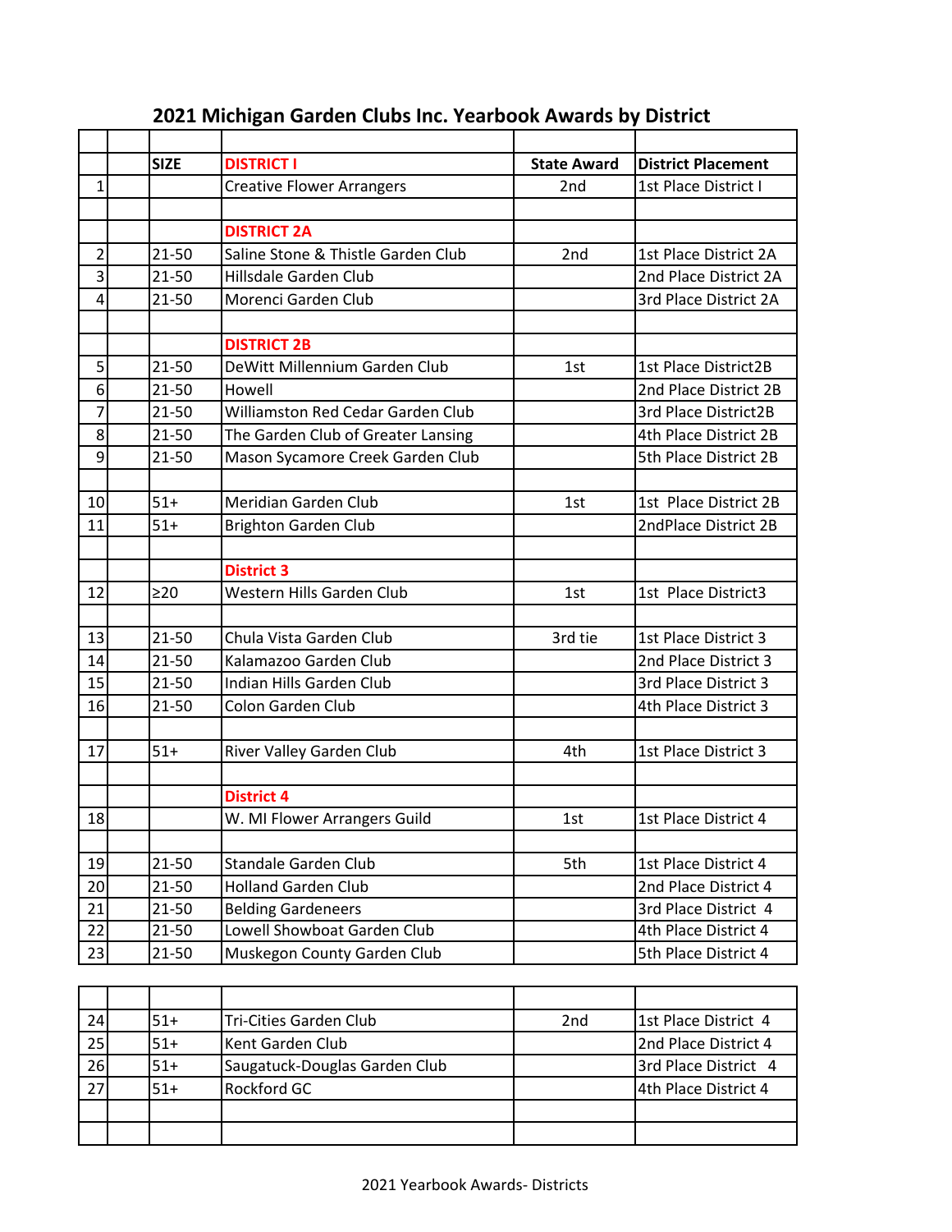# 2021 Michigan Garden Clubs Inc. Yearbook Awards by District

| | | SIZE | DISTRICT I | State Award | District Placement |
|---|---|---|---|---|---|
| 1 | | | Creative Flower Arrangers | 2nd | 1st Place District I |
| | | | | | |
| | | | **DISTRICT 2A** | | |
| 2 | | 21-50 | Saline Stone & Thistle Garden Club | 2nd | 1st Place District 2A |
| 3 | | 21-50 | Hillsdale Garden Club | | 2nd Place District 2A |
| 4 | | 21-50 | Morenci Garden Club | | 3rd Place District 2A |
| | | | | | |
| | | | **DISTRICT 2B** | | |
| 5 | | 21-50 | DeWitt Millennium Garden Club | 1st | 1st Place District2B |
| 6 | | 21-50 | Howell | | 2nd Place District 2B |
| 7 | | 21-50 | Williamston Red Cedar Garden Club | | 3rd Place District2B |
| 8 | | 21-50 | The Garden Club of Greater Lansing | | 4th Place District 2B |
| 9 | | 21-50 | Mason Sycamore Creek Garden Club | | 5th Place District 2B |
| | | | | | |
| 10 | | 51+ | Meridian Garden Club | 1st | 1st Place District 2B |
| 11 | | 51+ | Brighton Garden Club | | 2ndPlace District 2B |
| | | | | | |
| | | | **District 3** | | |
| 12 | | ≥20 | Western Hills Garden Club | 1st | 1st Place District3 |
| | | | | | |
| 13 | | 21-50 | Chula Vista Garden Club | 3rd tie | 1st Place District 3 |
| 14 | | 21-50 | Kalamazoo Garden Club | | 2nd Place District 3 |
| 15 | | 21-50 | Indian Hills Garden Club | | 3rd Place District 3 |
| 16 | | 21-50 | Colon Garden Club | | 4th Place District 3 |
| | | | | | |
| 17 | | 51+ | River Valley Garden Club | 4th | 1st Place District 3 |
| | | | | | |
| | | | **District 4** | | |
| 18 | | | W. MI Flower Arrangers Guild | 1st | 1st Place District 4 |
| | | | | | |
| 19 | | 21-50 | Standale Garden Club | 5th | 1st Place District 4 |
| 20 | | 21-50 | Holland Garden Club | | 2nd Place District 4 |
| 21 | | 21-50 | Belding Gardeneers | | 3rd Place District 4 |
| 22 | | 21-50 | Lowell Showboat Garden Club | | 4th Place District 4 |
| 23 | | 21-50 | Muskegon County Garden Club | | 5th Place District 4 |
| | | | | | |
| 24 | | 51+ | Tri-Cities Garden Club | 2nd | 1st Place District 4 |
| 25 | | 51+ | Kent Garden Club | | 2nd Place District 4 |
| 26 | | 51+ | Saugatuck-Douglas Garden Club | | 3rd Place District 4 |
| 27 | | 51+ | Rockford GC | | 4th Place District 4 |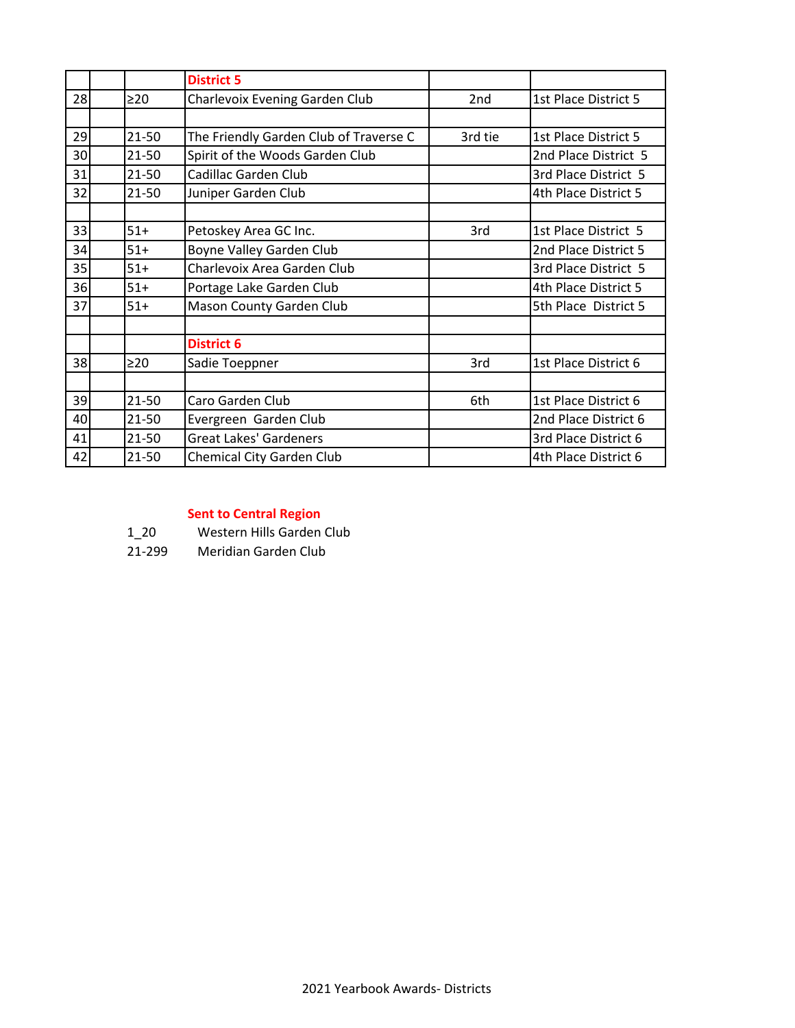| | | | | | |
|---|---|---|---|---|---|
| | | | District 5 | | |
| 28 | | ≥20 | Charlevoix Evening Garden Club | 2nd | 1st Place District 5 |
| | | | | | |
| 29 | | 21-50 | The Friendly Garden Club of Traverse C | 3rd tie | 1st Place District 5 |
| 30 | | 21-50 | Spirit of the Woods Garden Club | | 2nd Place District 5 |
| 31 | | 21-50 | Cadillac Garden Club | | 3rd Place District 5 |
| 32 | | 21-50 | Juniper Garden Club | | 4th Place District 5 |
| | | | | | |
| 33 | | 51+ | Petoskey Area GC Inc. | 3rd | 1st Place District 5 |
| 34 | | 51+ | Boyne Valley Garden Club | | 2nd Place District 5 |
| 35 | | 51+ | Charlevoix Area Garden Club | | 3rd Place District 5 |
| 36 | | 51+ | Portage Lake Garden Club | | 4th Place District 5 |
| 37 | | 51+ | Mason County Garden Club | | 5th Place District 5 |
| | | | | | |
| | | | District 6 | | |
| 38 | | ≥20 | Sadie Toeppner | 3rd | 1st Place District 6 |
| | | | | | |
| 39 | | 21-50 | Caro Garden Club | 6th | 1st Place District 6 |
| 40 | | 21-50 | Evergreen Garden Club | | 2nd Place District 6 |
| 41 | | 21-50 | Great Lakes' Gardeners | | 3rd Place District 6 |
| 42 | | 21-50 | Chemical City Garden Club | | 4th Place District 6 |

**Sent to Central Region**

| | |
|---|---|
| 1_20 | Western Hills Garden Club |
| 21-299 | Meridian Garden Club |

2021 Yearbook Awards- Districts